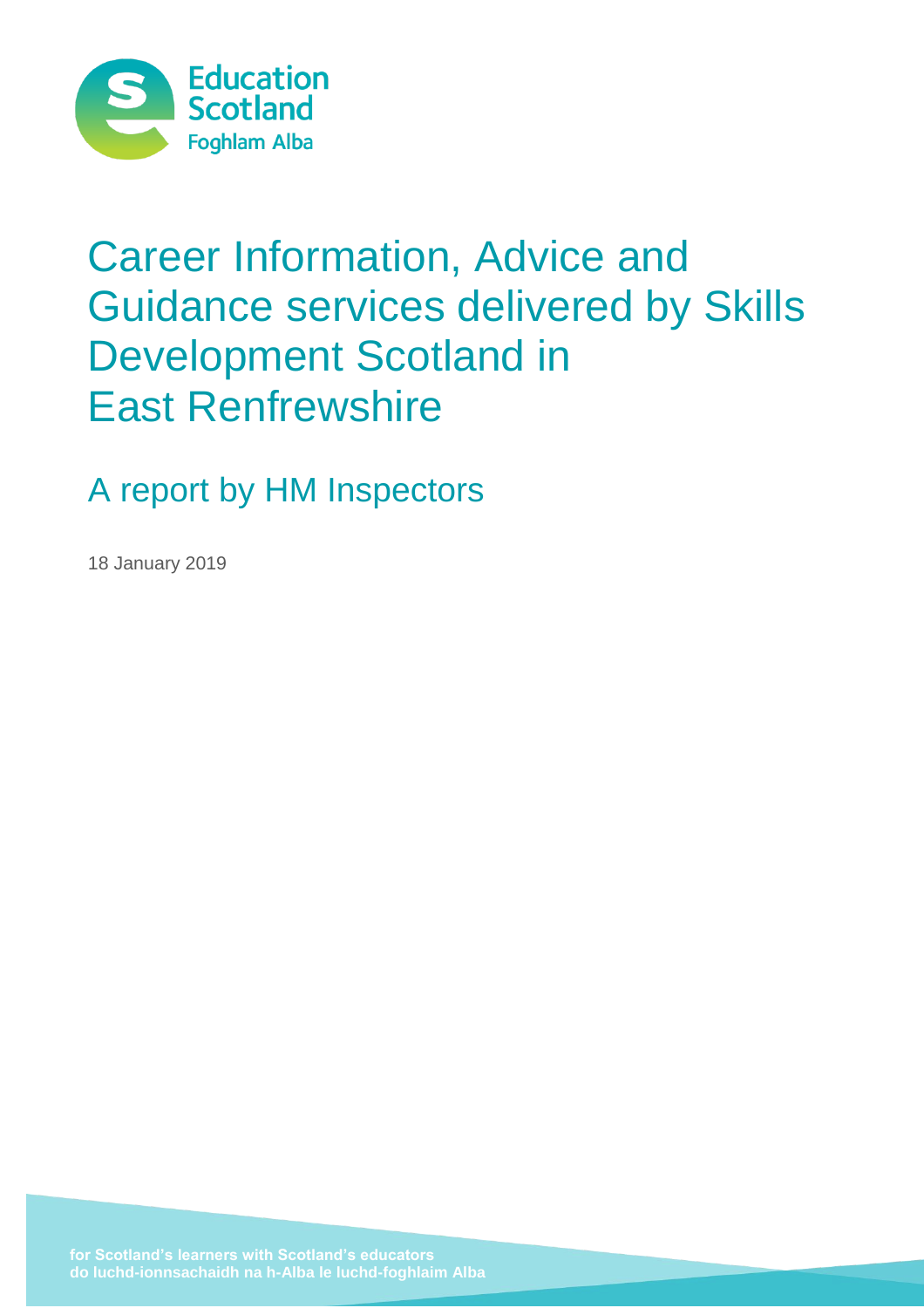Education Scotland
Foghlam Alba

# Career Information, Advice and Guidance services delivered by Skills Development Scotland in East Renfrewshire

## A report by HM Inspectors

18 January 2019

for Scotland's learners with Scotland's educators
do luchd-ionnsachaidh na h-Alba le luchd-foghlaim Alba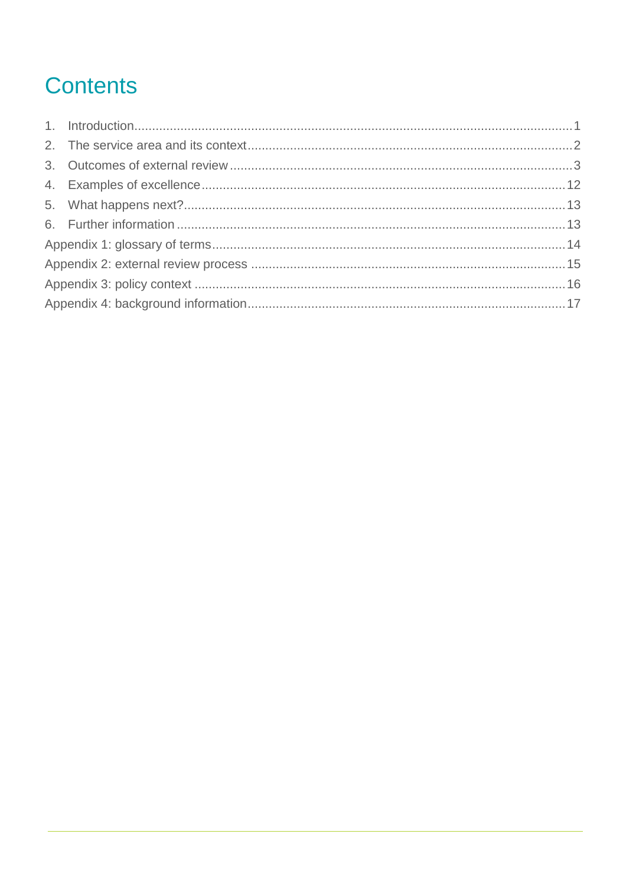# Contents

1. Introduction ..... 1
2. The service area and its context ..... 2
3. Outcomes of external review ..... 3
4. Examples of excellence ..... 12
5. What happens next? ..... 13
6. Further information ..... 13

Appendix 1: glossary of terms ..... 14
Appendix 2: external review process ..... 15
Appendix 3: policy context ..... 16
Appendix 4: background information ..... 17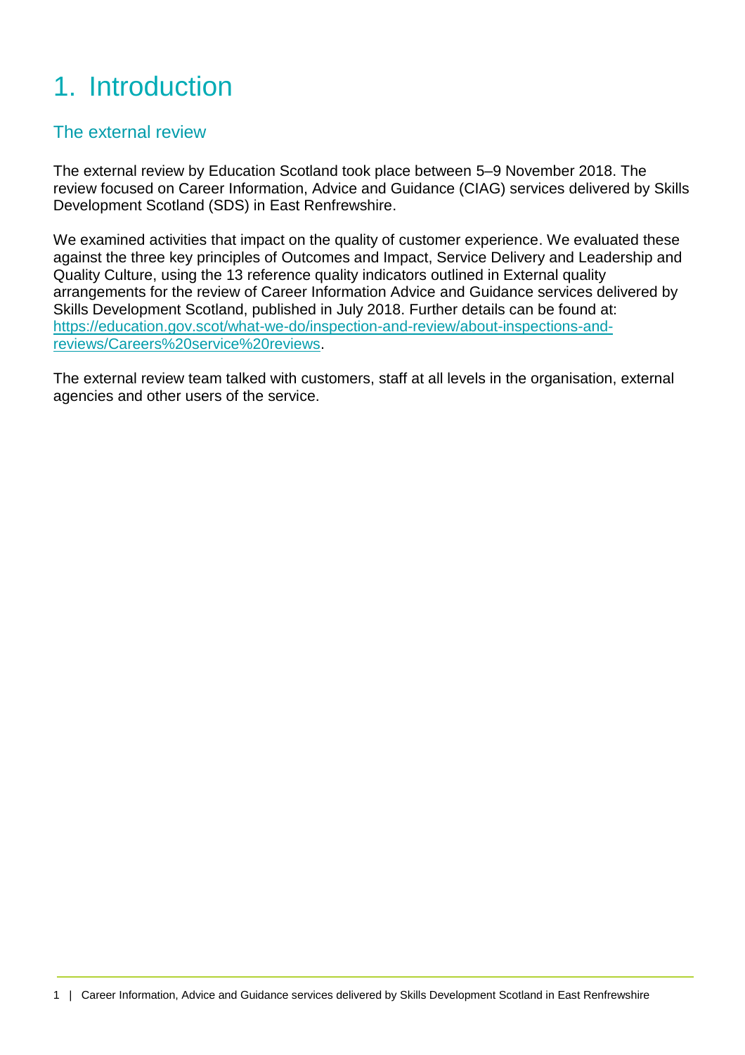# 1. Introduction

## The external review

The external review by Education Scotland took place between 5–9 November 2018. The review focused on Career Information, Advice and Guidance (CIAG) services delivered by Skills Development Scotland (SDS) in East Renfrewshire.

We examined activities that impact on the quality of customer experience. We evaluated these against the three key principles of Outcomes and Impact, Service Delivery and Leadership and Quality Culture, using the 13 reference quality indicators outlined in External quality arrangements for the review of Career Information Advice and Guidance services delivered by Skills Development Scotland, published in July 2018. Further details can be found at: [https://education.gov.scot/what-we-do/inspection-and-review/about-inspections-and-reviews/Careers%20service%20reviews](https://education.gov.scot/what-we-do/inspection-and-review/about-inspections-and-reviews/Careers%20service%20reviews).

The external review team talked with customers, staff at all levels in the organisation, external agencies and other users of the service.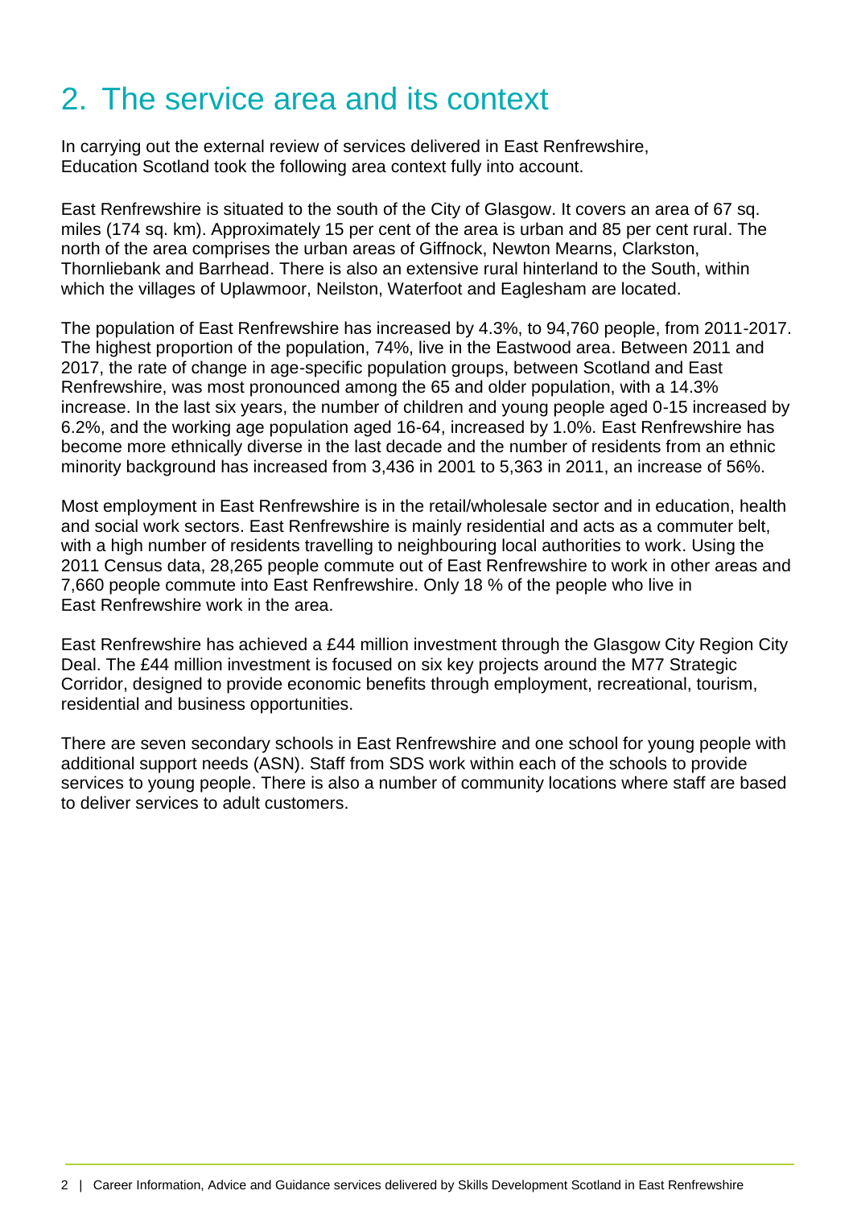# 2. The service area and its context

In carrying out the external review of services delivered in East Renfrewshire, Education Scotland took the following area context fully into account.

East Renfrewshire is situated to the south of the City of Glasgow. It covers an area of 67 sq. miles (174 sq. km). Approximately 15 per cent of the area is urban and 85 per cent rural. The north of the area comprises the urban areas of Giffnock, Newton Mearns, Clarkston, Thornliebank and Barrhead. There is also an extensive rural hinterland to the South, within which the villages of Uplawmoor, Neilston, Waterfoot and Eaglesham are located.

The population of East Renfrewshire has increased by 4.3%, to 94,760 people, from 2011-2017. The highest proportion of the population, 74%, live in the Eastwood area. Between 2011 and 2017, the rate of change in age-specific population groups, between Scotland and East Renfrewshire, was most pronounced among the 65 and older population, with a 14.3% increase. In the last six years, the number of children and young people aged 0-15 increased by 6.2%, and the working age population aged 16-64, increased by 1.0%. East Renfrewshire has become more ethnically diverse in the last decade and the number of residents from an ethnic minority background has increased from 3,436 in 2001 to 5,363 in 2011, an increase of 56%.

Most employment in East Renfrewshire is in the retail/wholesale sector and in education, health and social work sectors. East Renfrewshire is mainly residential and acts as a commuter belt, with a high number of residents travelling to neighbouring local authorities to work. Using the 2011 Census data, 28,265 people commute out of East Renfrewshire to work in other areas and 7,660 people commute into East Renfrewshire. Only 18 % of the people who live in East Renfrewshire work in the area.

East Renfrewshire has achieved a £44 million investment through the Glasgow City Region City Deal. The £44 million investment is focused on six key projects around the M77 Strategic Corridor, designed to provide economic benefits through employment, recreational, tourism, residential and business opportunities.

There are seven secondary schools in East Renfrewshire and one school for young people with additional support needs (ASN). Staff from SDS work within each of the schools to provide services to young people. There is also a number of community locations where staff are based to deliver services to adult customers.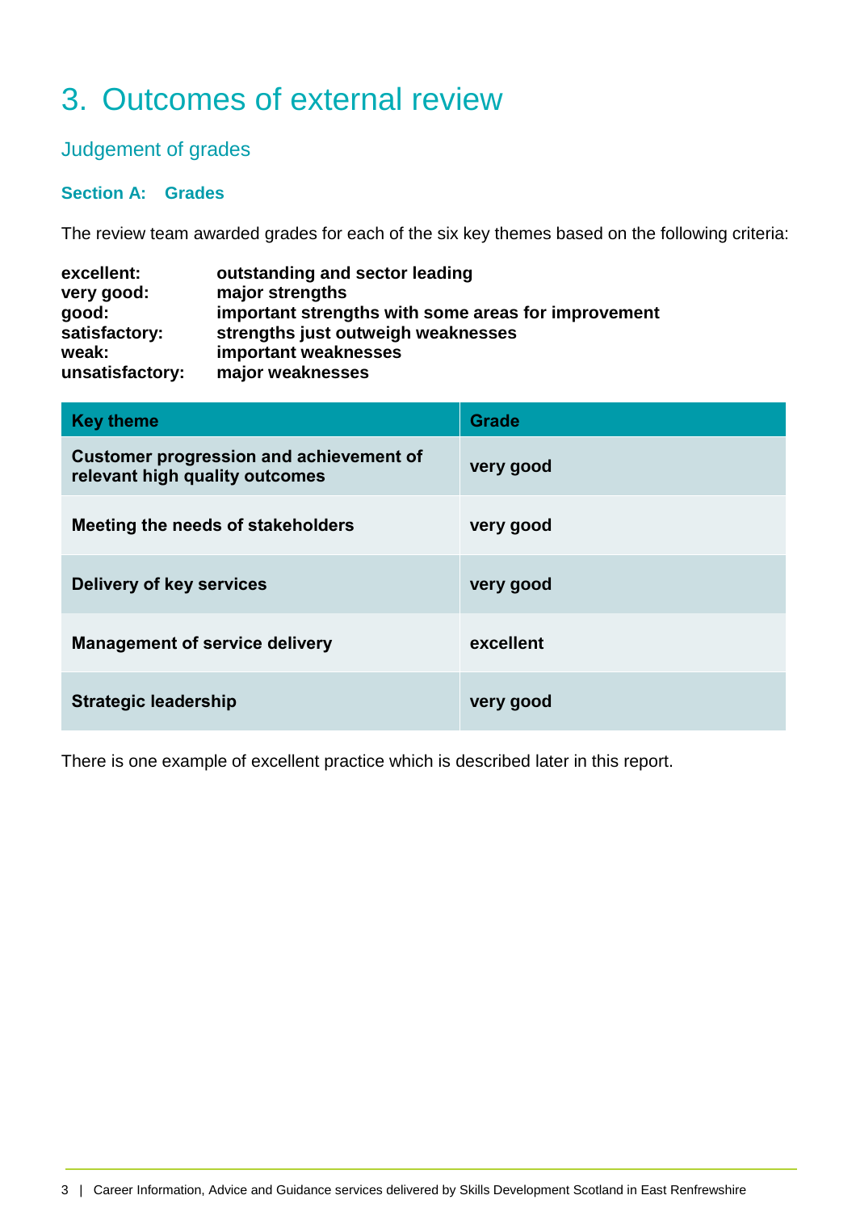# 3. Outcomes of external review

## Judgement of grades

### Section A: Grades

The review team awarded grades for each of the six key themes based on the following criteria:

**excellent:** outstanding and sector leading
**very good:** major strengths
**good:** important strengths with some areas for improvement
**satisfactory:** strengths just outweigh weaknesses
**weak:** important weaknesses
**unsatisfactory:** major weaknesses

| Key theme | Grade |
|---|---|
| **Customer progression and achievement of relevant high quality outcomes** | **very good** |
| **Meeting the needs of stakeholders** | **very good** |
| **Delivery of key services** | **very good** |
| **Management of service delivery** | **excellent** |
| **Strategic leadership** | **very good** |

There is one example of excellent practice which is described later in this report.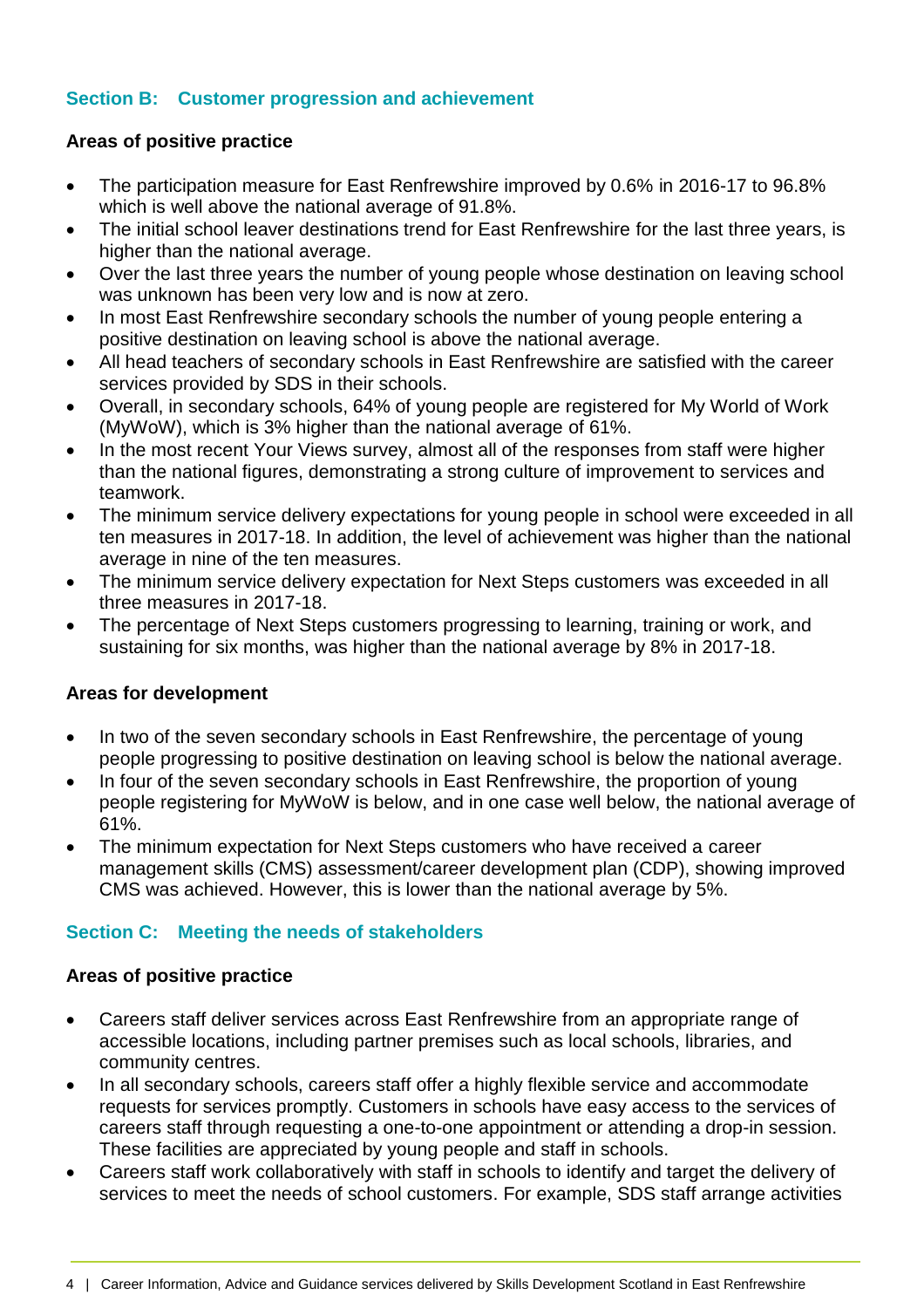## Section B: Customer progression and achievement

### Areas of positive practice

- The participation measure for East Renfrewshire improved by 0.6% in 2016-17 to 96.8% which is well above the national average of 91.8%.
- The initial school leaver destinations trend for East Renfrewshire for the last three years, is higher than the national average.
- Over the last three years the number of young people whose destination on leaving school was unknown has been very low and is now at zero.
- In most East Renfrewshire secondary schools the number of young people entering a positive destination on leaving school is above the national average.
- All head teachers of secondary schools in East Renfrewshire are satisfied with the career services provided by SDS in their schools.
- Overall, in secondary schools, 64% of young people are registered for My World of Work (MyWoW), which is 3% higher than the national average of 61%.
- In the most recent Your Views survey, almost all of the responses from staff were higher than the national figures, demonstrating a strong culture of improvement to services and teamwork.
- The minimum service delivery expectations for young people in school were exceeded in all ten measures in 2017-18. In addition, the level of achievement was higher than the national average in nine of the ten measures.
- The minimum service delivery expectation for Next Steps customers was exceeded in all three measures in 2017-18.
- The percentage of Next Steps customers progressing to learning, training or work, and sustaining for six months, was higher than the national average by 8% in 2017-18.

### Areas for development

- In two of the seven secondary schools in East Renfrewshire, the percentage of young people progressing to positive destination on leaving school is below the national average.
- In four of the seven secondary schools in East Renfrewshire, the proportion of young people registering for MyWoW is below, and in one case well below, the national average of 61%.
- The minimum expectation for Next Steps customers who have received a career management skills (CMS) assessment/career development plan (CDP), showing improved CMS was achieved. However, this is lower than the national average by 5%.

## Section C: Meeting the needs of stakeholders

### Areas of positive practice

- Careers staff deliver services across East Renfrewshire from an appropriate range of accessible locations, including partner premises such as local schools, libraries, and community centres.
- In all secondary schools, careers staff offer a highly flexible service and accommodate requests for services promptly. Customers in schools have easy access to the services of careers staff through requesting a one-to-one appointment or attending a drop-in session. These facilities are appreciated by young people and staff in schools.
- Careers staff work collaboratively with staff in schools to identify and target the delivery of services to meet the needs of school customers. For example, SDS staff arrange activities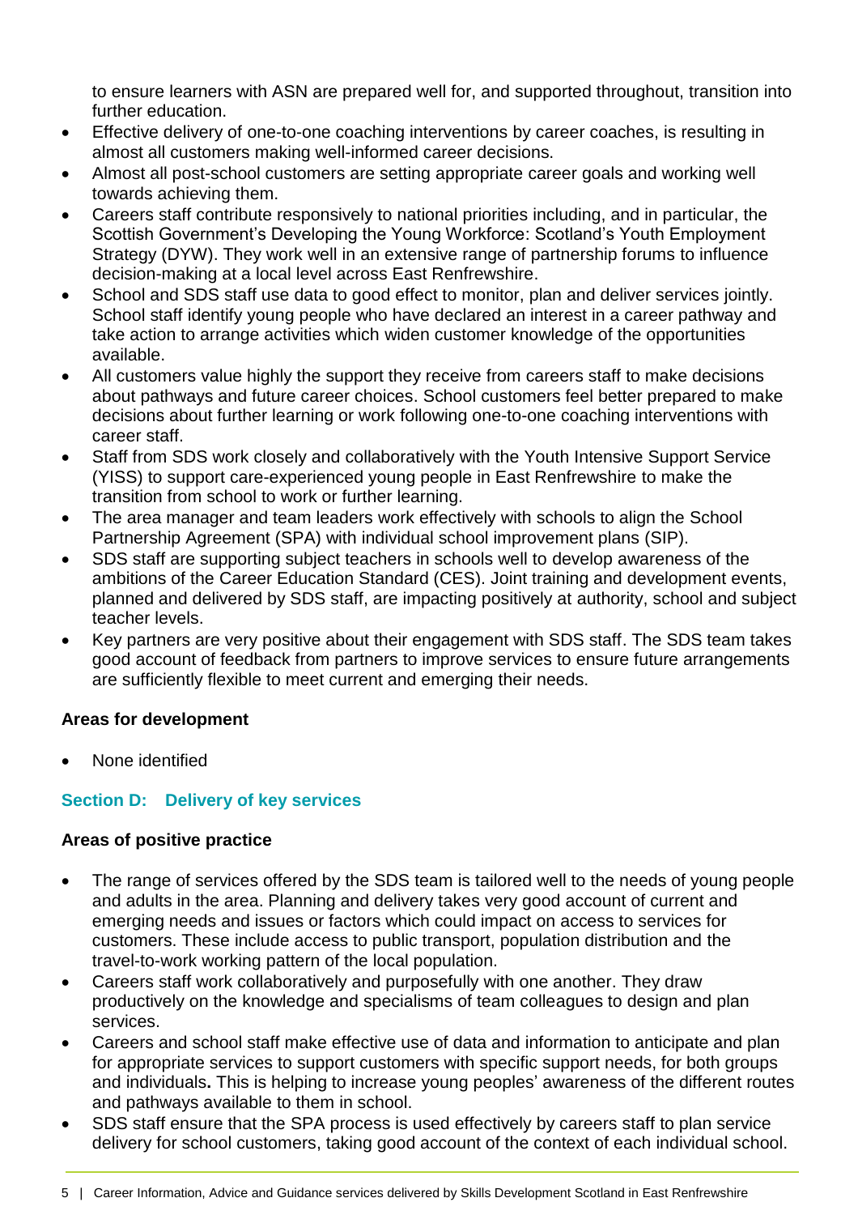to ensure learners with ASN are prepared well for, and supported throughout, transition into further education.

- Effective delivery of one-to-one coaching interventions by career coaches, is resulting in almost all customers making well-informed career decisions.
- Almost all post-school customers are setting appropriate career goals and working well towards achieving them.
- Careers staff contribute responsively to national priorities including, and in particular, the Scottish Government's Developing the Young Workforce: Scotland's Youth Employment Strategy (DYW). They work well in an extensive range of partnership forums to influence decision-making at a local level across East Renfrewshire.
- School and SDS staff use data to good effect to monitor, plan and deliver services jointly. School staff identify young people who have declared an interest in a career pathway and take action to arrange activities which widen customer knowledge of the opportunities available.
- All customers value highly the support they receive from careers staff to make decisions about pathways and future career choices. School customers feel better prepared to make decisions about further learning or work following one-to-one coaching interventions with career staff.
- Staff from SDS work closely and collaboratively with the Youth Intensive Support Service (YISS) to support care-experienced young people in East Renfrewshire to make the transition from school to work or further learning.
- The area manager and team leaders work effectively with schools to align the School Partnership Agreement (SPA) with individual school improvement plans (SIP).
- SDS staff are supporting subject teachers in schools well to develop awareness of the ambitions of the Career Education Standard (CES). Joint training and development events, planned and delivered by SDS staff, are impacting positively at authority, school and subject teacher levels.
- Key partners are very positive about their engagement with SDS staff. The SDS team takes good account of feedback from partners to improve services to ensure future arrangements are sufficiently flexible to meet current and emerging their needs.

**Areas for development**

- None identified

## Section D: Delivery of key services

**Areas of positive practice**

- The range of services offered by the SDS team is tailored well to the needs of young people and adults in the area. Planning and delivery takes very good account of current and emerging needs and issues or factors which could impact on access to services for customers. These include access to public transport, population distribution and the travel-to-work working pattern of the local population.
- Careers staff work collaboratively and purposefully with one another. They draw productively on the knowledge and specialisms of team colleagues to design and plan services.
- Careers and school staff make effective use of data and information to anticipate and plan for appropriate services to support customers with specific support needs, for both groups and individuals**.** This is helping to increase young peoples' awareness of the different routes and pathways available to them in school.
- SDS staff ensure that the SPA process is used effectively by careers staff to plan service delivery for school customers, taking good account of the context of each individual school.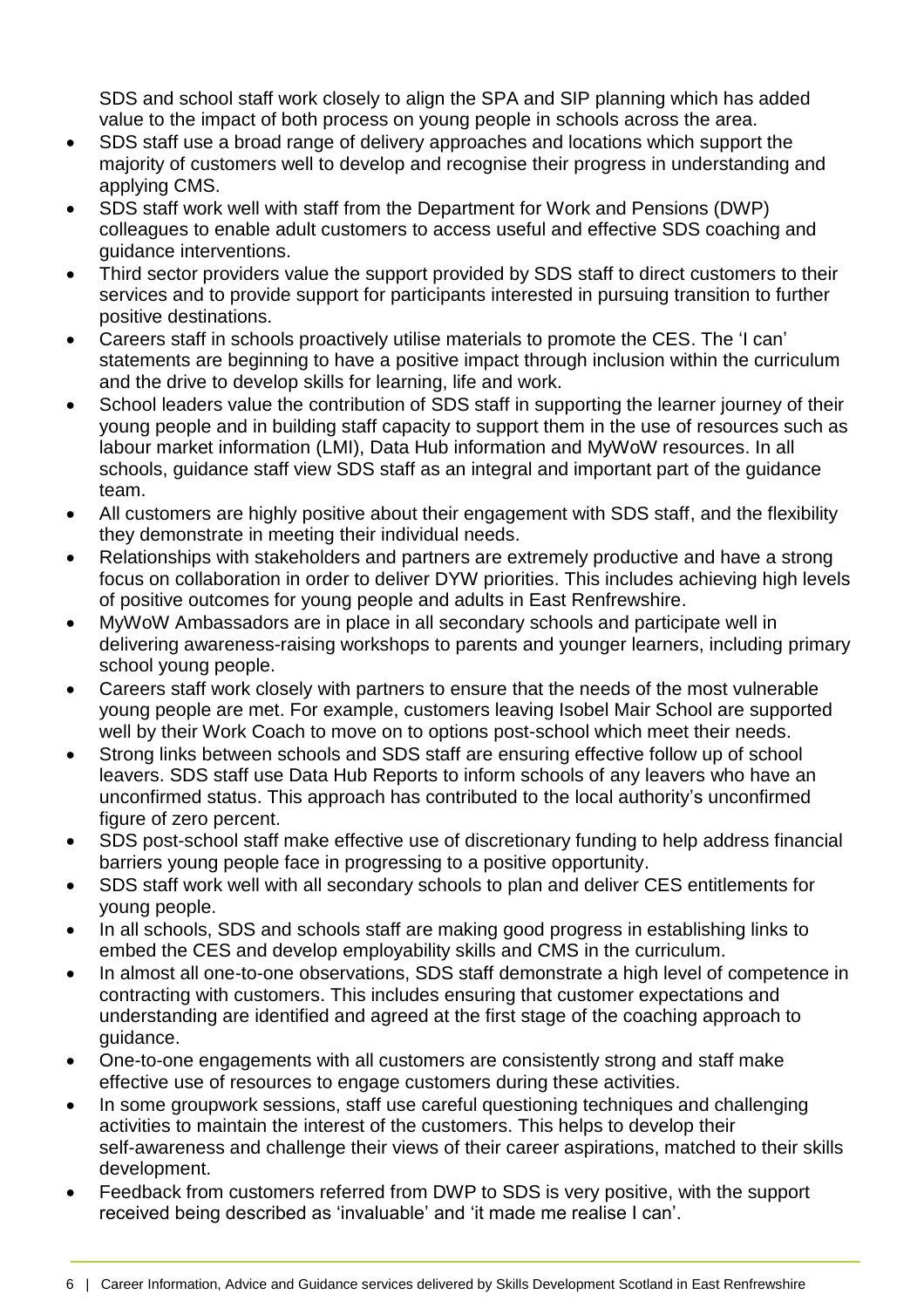SDS and school staff work closely to align the SPA and SIP planning which has added value to the impact of both process on young people in schools across the area.

- SDS staff use a broad range of delivery approaches and locations which support the majority of customers well to develop and recognise their progress in understanding and applying CMS.
- SDS staff work well with staff from the Department for Work and Pensions (DWP) colleagues to enable adult customers to access useful and effective SDS coaching and guidance interventions.
- Third sector providers value the support provided by SDS staff to direct customers to their services and to provide support for participants interested in pursuing transition to further positive destinations.
- Careers staff in schools proactively utilise materials to promote the CES. The 'I can' statements are beginning to have a positive impact through inclusion within the curriculum and the drive to develop skills for learning, life and work.
- School leaders value the contribution of SDS staff in supporting the learner journey of their young people and in building staff capacity to support them in the use of resources such as labour market information (LMI), Data Hub information and MyWoW resources. In all schools, guidance staff view SDS staff as an integral and important part of the guidance team.
- All customers are highly positive about their engagement with SDS staff, and the flexibility they demonstrate in meeting their individual needs.
- Relationships with stakeholders and partners are extremely productive and have a strong focus on collaboration in order to deliver DYW priorities. This includes achieving high levels of positive outcomes for young people and adults in East Renfrewshire.
- MyWoW Ambassadors are in place in all secondary schools and participate well in delivering awareness-raising workshops to parents and younger learners, including primary school young people.
- Careers staff work closely with partners to ensure that the needs of the most vulnerable young people are met. For example, customers leaving Isobel Mair School are supported well by their Work Coach to move on to options post-school which meet their needs.
- Strong links between schools and SDS staff are ensuring effective follow up of school leavers. SDS staff use Data Hub Reports to inform schools of any leavers who have an unconfirmed status. This approach has contributed to the local authority's unconfirmed figure of zero percent.
- SDS post-school staff make effective use of discretionary funding to help address financial barriers young people face in progressing to a positive opportunity.
- SDS staff work well with all secondary schools to plan and deliver CES entitlements for young people.
- In all schools, SDS and schools staff are making good progress in establishing links to embed the CES and develop employability skills and CMS in the curriculum.
- In almost all one-to-one observations, SDS staff demonstrate a high level of competence in contracting with customers. This includes ensuring that customer expectations and understanding are identified and agreed at the first stage of the coaching approach to guidance.
- One-to-one engagements with all customers are consistently strong and staff make effective use of resources to engage customers during these activities.
- In some groupwork sessions, staff use careful questioning techniques and challenging activities to maintain the interest of the customers. This helps to develop their self-awareness and challenge their views of their career aspirations, matched to their skills development.
- Feedback from customers referred from DWP to SDS is very positive, with the support received being described as 'invaluable' and 'it made me realise I can'.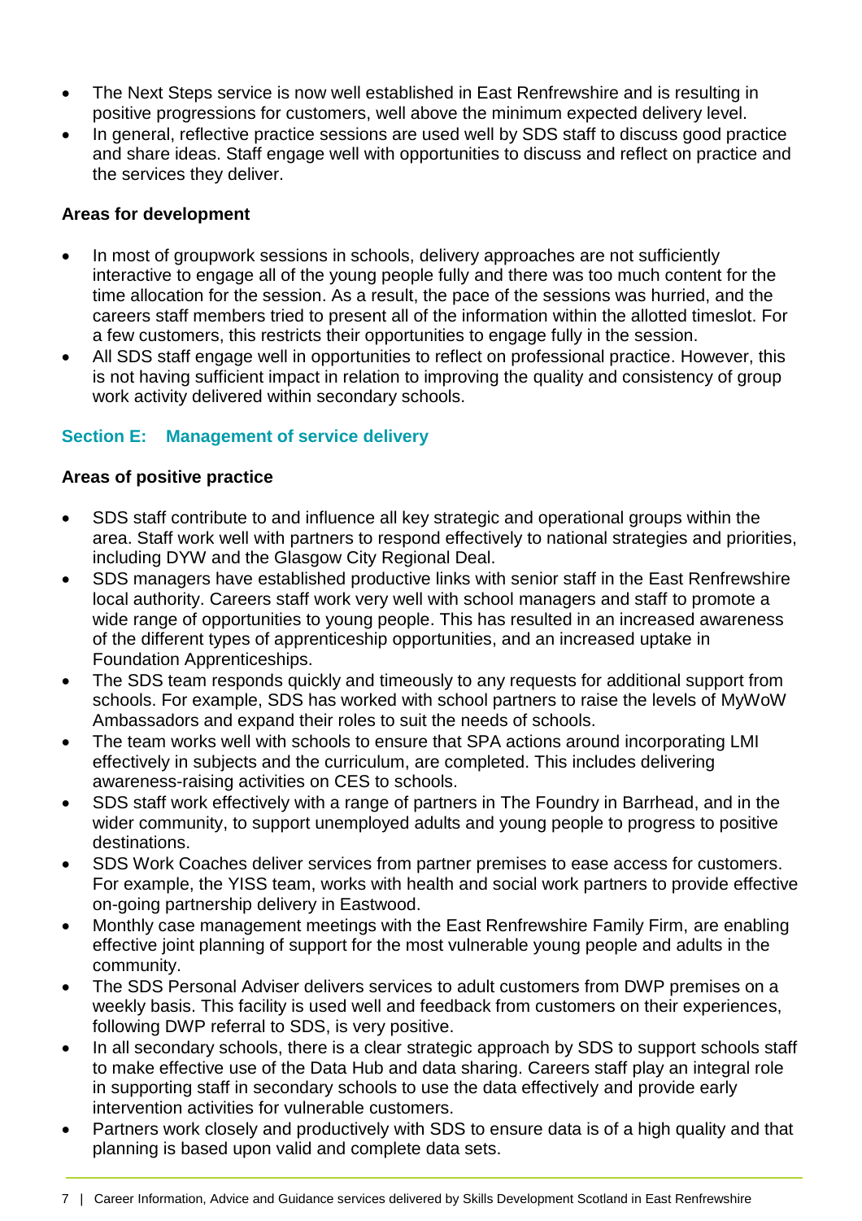- The Next Steps service is now well established in East Renfrewshire and is resulting in positive progressions for customers, well above the minimum expected delivery level.
- In general, reflective practice sessions are used well by SDS staff to discuss good practice and share ideas. Staff engage well with opportunities to discuss and reflect on practice and the services they deliver.

**Areas for development**

- In most of groupwork sessions in schools, delivery approaches are not sufficiently interactive to engage all of the young people fully and there was too much content for the time allocation for the session. As a result, the pace of the sessions was hurried, and the careers staff members tried to present all of the information within the allotted timeslot. For a few customers, this restricts their opportunities to engage fully in the session.
- All SDS staff engage well in opportunities to reflect on professional practice. However, this is not having sufficient impact in relation to improving the quality and consistency of group work activity delivered within secondary schools.

### Section E: Management of service delivery

**Areas of positive practice**

- SDS staff contribute to and influence all key strategic and operational groups within the area. Staff work well with partners to respond effectively to national strategies and priorities, including DYW and the Glasgow City Regional Deal.
- SDS managers have established productive links with senior staff in the East Renfrewshire local authority. Careers staff work very well with school managers and staff to promote a wide range of opportunities to young people. This has resulted in an increased awareness of the different types of apprenticeship opportunities, and an increased uptake in Foundation Apprenticeships.
- The SDS team responds quickly and timeously to any requests for additional support from schools. For example, SDS has worked with school partners to raise the levels of MyWoW Ambassadors and expand their roles to suit the needs of schools.
- The team works well with schools to ensure that SPA actions around incorporating LMI effectively in subjects and the curriculum, are completed. This includes delivering awareness-raising activities on CES to schools.
- SDS staff work effectively with a range of partners in The Foundry in Barrhead, and in the wider community, to support unemployed adults and young people to progress to positive destinations.
- SDS Work Coaches deliver services from partner premises to ease access for customers. For example, the YISS team, works with health and social work partners to provide effective on-going partnership delivery in Eastwood.
- Monthly case management meetings with the East Renfrewshire Family Firm, are enabling effective joint planning of support for the most vulnerable young people and adults in the community.
- The SDS Personal Adviser delivers services to adult customers from DWP premises on a weekly basis. This facility is used well and feedback from customers on their experiences, following DWP referral to SDS, is very positive.
- In all secondary schools, there is a clear strategic approach by SDS to support schools staff to make effective use of the Data Hub and data sharing. Careers staff play an integral role in supporting staff in secondary schools to use the data effectively and provide early intervention activities for vulnerable customers.
- Partners work closely and productively with SDS to ensure data is of a high quality and that planning is based upon valid and complete data sets.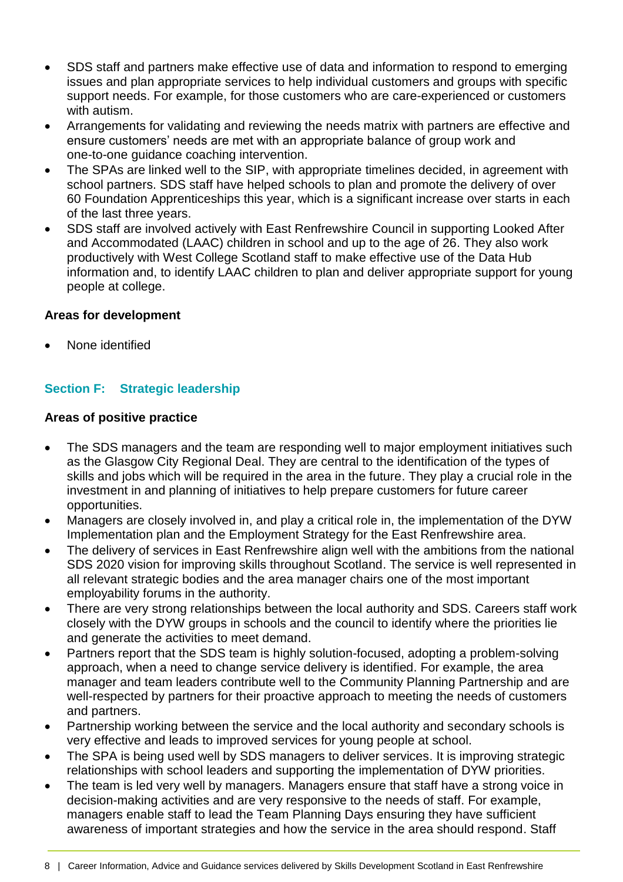- SDS staff and partners make effective use of data and information to respond to emerging issues and plan appropriate services to help individual customers and groups with specific support needs. For example, for those customers who are care-experienced or customers with autism.
- Arrangements for validating and reviewing the needs matrix with partners are effective and ensure customers' needs are met with an appropriate balance of group work and one-to-one guidance coaching intervention.
- The SPAs are linked well to the SIP, with appropriate timelines decided, in agreement with school partners. SDS staff have helped schools to plan and promote the delivery of over 60 Foundation Apprenticeships this year, which is a significant increase over starts in each of the last three years.
- SDS staff are involved actively with East Renfrewshire Council in supporting Looked After and Accommodated (LAAC) children in school and up to the age of 26. They also work productively with West College Scotland staff to make effective use of the Data Hub information and, to identify LAAC children to plan and deliver appropriate support for young people at college.

**Areas for development**

- None identified

## Section F: Strategic leadership

**Areas of positive practice**

- The SDS managers and the team are responding well to major employment initiatives such as the Glasgow City Regional Deal. They are central to the identification of the types of skills and jobs which will be required in the area in the future. They play a crucial role in the investment in and planning of initiatives to help prepare customers for future career opportunities.
- Managers are closely involved in, and play a critical role in, the implementation of the DYW Implementation plan and the Employment Strategy for the East Renfrewshire area.
- The delivery of services in East Renfrewshire align well with the ambitions from the national SDS 2020 vision for improving skills throughout Scotland. The service is well represented in all relevant strategic bodies and the area manager chairs one of the most important employability forums in the authority.
- There are very strong relationships between the local authority and SDS. Careers staff work closely with the DYW groups in schools and the council to identify where the priorities lie and generate the activities to meet demand.
- Partners report that the SDS team is highly solution-focused, adopting a problem-solving approach, when a need to change service delivery is identified. For example, the area manager and team leaders contribute well to the Community Planning Partnership and are well-respected by partners for their proactive approach to meeting the needs of customers and partners.
- Partnership working between the service and the local authority and secondary schools is very effective and leads to improved services for young people at school.
- The SPA is being used well by SDS managers to deliver services. It is improving strategic relationships with school leaders and supporting the implementation of DYW priorities.
- The team is led very well by managers. Managers ensure that staff have a strong voice in decision-making activities and are very responsive to the needs of staff. For example, managers enable staff to lead the Team Planning Days ensuring they have sufficient awareness of important strategies and how the service in the area should respond. Staff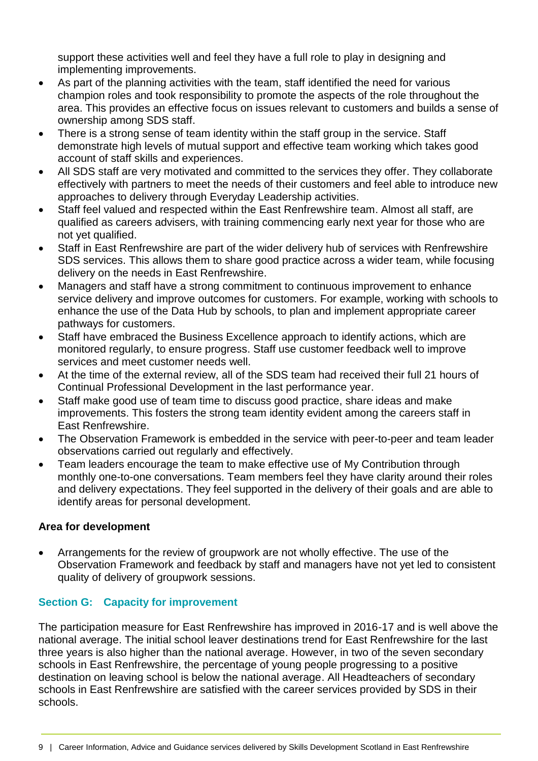support these activities well and feel they have a full role to play in designing and implementing improvements.

- As part of the planning activities with the team, staff identified the need for various champion roles and took responsibility to promote the aspects of the role throughout the area. This provides an effective focus on issues relevant to customers and builds a sense of ownership among SDS staff.
- There is a strong sense of team identity within the staff group in the service. Staff demonstrate high levels of mutual support and effective team working which takes good account of staff skills and experiences.
- All SDS staff are very motivated and committed to the services they offer. They collaborate effectively with partners to meet the needs of their customers and feel able to introduce new approaches to delivery through Everyday Leadership activities.
- Staff feel valued and respected within the East Renfrewshire team. Almost all staff, are qualified as careers advisers, with training commencing early next year for those who are not yet qualified.
- Staff in East Renfrewshire are part of the wider delivery hub of services with Renfrewshire SDS services. This allows them to share good practice across a wider team, while focusing delivery on the needs in East Renfrewshire.
- Managers and staff have a strong commitment to continuous improvement to enhance service delivery and improve outcomes for customers. For example, working with schools to enhance the use of the Data Hub by schools, to plan and implement appropriate career pathways for customers.
- Staff have embraced the Business Excellence approach to identify actions, which are monitored regularly, to ensure progress. Staff use customer feedback well to improve services and meet customer needs well.
- At the time of the external review, all of the SDS team had received their full 21 hours of Continual Professional Development in the last performance year.
- Staff make good use of team time to discuss good practice, share ideas and make improvements. This fosters the strong team identity evident among the careers staff in East Renfrewshire.
- The Observation Framework is embedded in the service with peer-to-peer and team leader observations carried out regularly and effectively.
- Team leaders encourage the team to make effective use of My Contribution through monthly one-to-one conversations. Team members feel they have clarity around their roles and delivery expectations. They feel supported in the delivery of their goals and are able to identify areas for personal development.

**Area for development**

- Arrangements for the review of groupwork are not wholly effective. The use of the Observation Framework and feedback by staff and managers have not yet led to consistent quality of delivery of groupwork sessions.

## Section G: Capacity for improvement

The participation measure for East Renfrewshire has improved in 2016-17 and is well above the national average. The initial school leaver destinations trend for East Renfrewshire for the last three years is also higher than the national average. However, in two of the seven secondary schools in East Renfrewshire, the percentage of young people progressing to a positive destination on leaving school is below the national average. All Headteachers of secondary schools in East Renfrewshire are satisfied with the career services provided by SDS in their schools.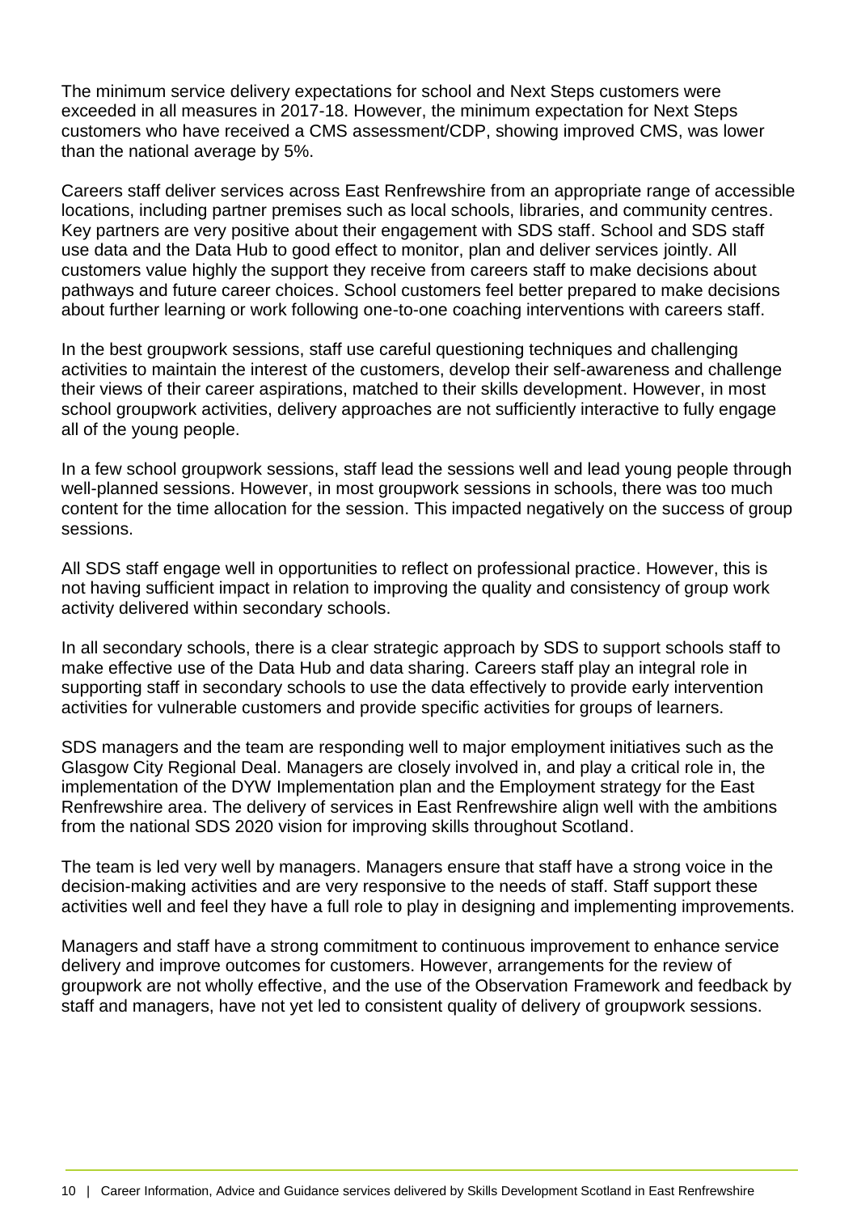The minimum service delivery expectations for school and Next Steps customers were exceeded in all measures in 2017-18. However, the minimum expectation for Next Steps customers who have received a CMS assessment/CDP, showing improved CMS, was lower than the national average by 5%.

Careers staff deliver services across East Renfrewshire from an appropriate range of accessible locations, including partner premises such as local schools, libraries, and community centres. Key partners are very positive about their engagement with SDS staff. School and SDS staff use data and the Data Hub to good effect to monitor, plan and deliver services jointly. All customers value highly the support they receive from careers staff to make decisions about pathways and future career choices. School customers feel better prepared to make decisions about further learning or work following one-to-one coaching interventions with careers staff.

In the best groupwork sessions, staff use careful questioning techniques and challenging activities to maintain the interest of the customers, develop their self-awareness and challenge their views of their career aspirations, matched to their skills development. However, in most school groupwork activities, delivery approaches are not sufficiently interactive to fully engage all of the young people.

In a few school groupwork sessions, staff lead the sessions well and lead young people through well-planned sessions. However, in most groupwork sessions in schools, there was too much content for the time allocation for the session. This impacted negatively on the success of group sessions.

All SDS staff engage well in opportunities to reflect on professional practice. However, this is not having sufficient impact in relation to improving the quality and consistency of group work activity delivered within secondary schools.

In all secondary schools, there is a clear strategic approach by SDS to support schools staff to make effective use of the Data Hub and data sharing. Careers staff play an integral role in supporting staff in secondary schools to use the data effectively to provide early intervention activities for vulnerable customers and provide specific activities for groups of learners.

SDS managers and the team are responding well to major employment initiatives such as the Glasgow City Regional Deal. Managers are closely involved in, and play a critical role in, the implementation of the DYW Implementation plan and the Employment strategy for the East Renfrewshire area. The delivery of services in East Renfrewshire align well with the ambitions from the national SDS 2020 vision for improving skills throughout Scotland.

The team is led very well by managers. Managers ensure that staff have a strong voice in the decision-making activities and are very responsive to the needs of staff. Staff support these activities well and feel they have a full role to play in designing and implementing improvements.

Managers and staff have a strong commitment to continuous improvement to enhance service delivery and improve outcomes for customers. However, arrangements for the review of groupwork are not wholly effective, and the use of the Observation Framework and feedback by staff and managers, have not yet led to consistent quality of delivery of groupwork sessions.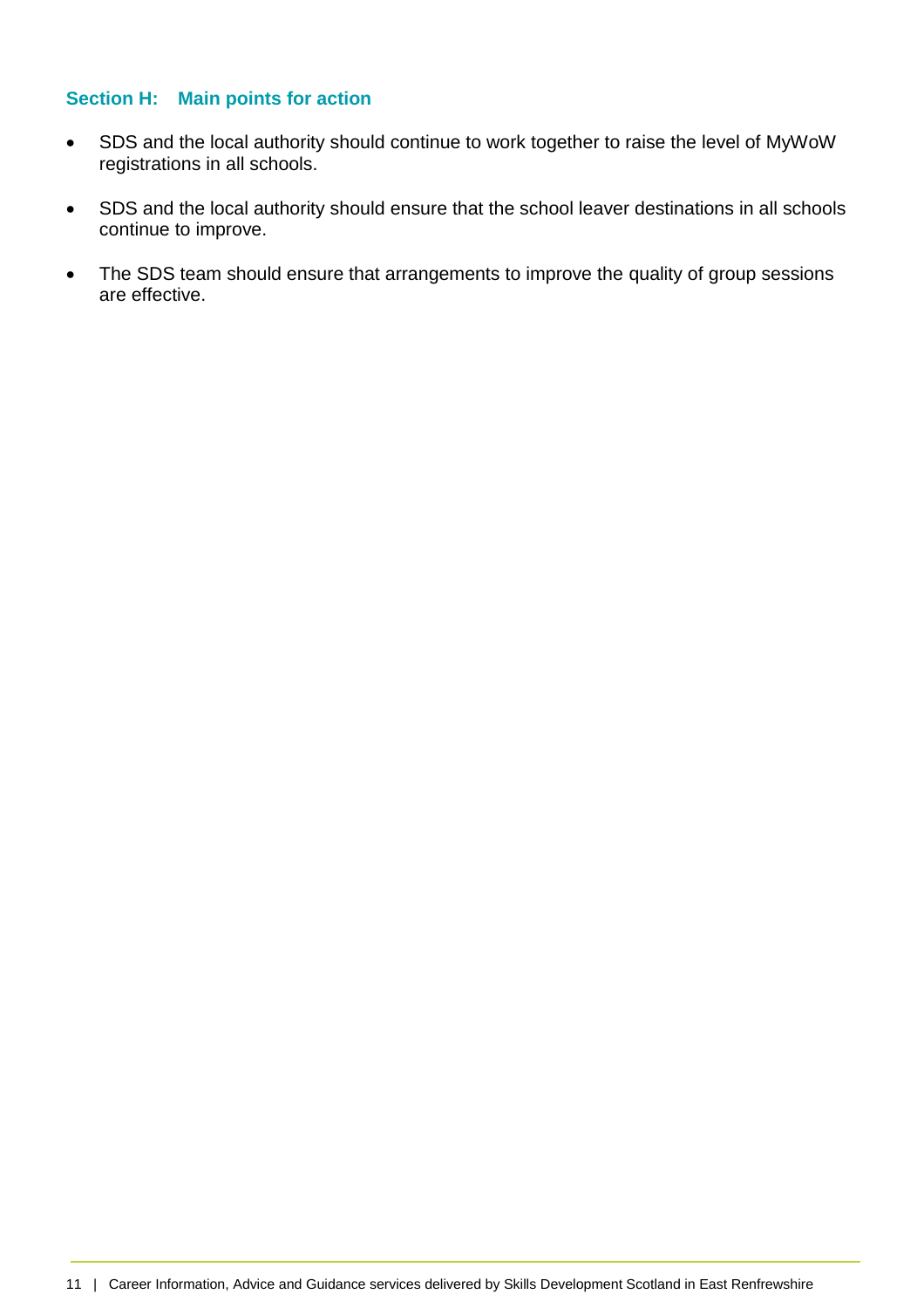## Section H: Main points for action

- SDS and the local authority should continue to work together to raise the level of MyWoW registrations in all schools.
- SDS and the local authority should ensure that the school leaver destinations in all schools continue to improve.
- The SDS team should ensure that arrangements to improve the quality of group sessions are effective.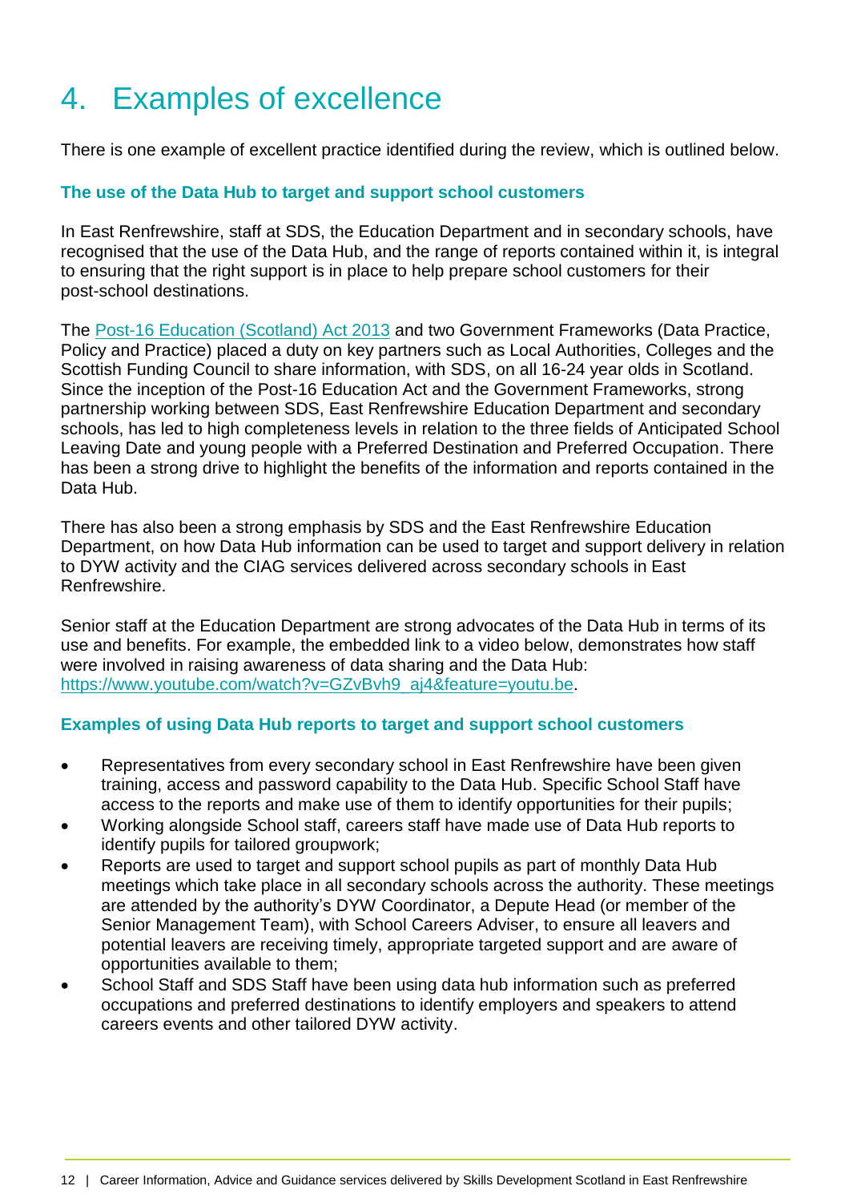# 4. Examples of excellence

There is one example of excellent practice identified during the review, which is outlined below.

### The use of the Data Hub to target and support school customers

In East Renfrewshire, staff at SDS, the Education Department and in secondary schools, have recognised that the use of the Data Hub, and the range of reports contained within it, is integral to ensuring that the right support is in place to help prepare school customers for their post-school destinations.

The [Post-16 Education (Scotland) Act 2013] and two Government Frameworks (Data Practice, Policy and Practice) placed a duty on key partners such as Local Authorities, Colleges and the Scottish Funding Council to share information, with SDS, on all 16-24 year olds in Scotland. Since the inception of the Post-16 Education Act and the Government Frameworks, strong partnership working between SDS, East Renfrewshire Education Department and secondary schools, has led to high completeness levels in relation to the three fields of Anticipated School Leaving Date and young people with a Preferred Destination and Preferred Occupation. There has been a strong drive to highlight the benefits of the information and reports contained in the Data Hub.

There has also been a strong emphasis by SDS and the East Renfrewshire Education Department, on how Data Hub information can be used to target and support delivery in relation to DYW activity and the CIAG services delivered across secondary schools in East Renfrewshire.

Senior staff at the Education Department are strong advocates of the Data Hub in terms of its use and benefits. For example, the embedded link to a video below, demonstrates how staff were involved in raising awareness of data sharing and the Data Hub: https://www.youtube.com/watch?v=GZvBvh9_aj4&feature=youtu.be.

### Examples of using Data Hub reports to target and support school customers

- Representatives from every secondary school in East Renfrewshire have been given training, access and password capability to the Data Hub. Specific School Staff have access to the reports and make use of them to identify opportunities for their pupils;
- Working alongside School staff, careers staff have made use of Data Hub reports to identify pupils for tailored groupwork;
- Reports are used to target and support school pupils as part of monthly Data Hub meetings which take place in all secondary schools across the authority. These meetings are attended by the authority's DYW Coordinator, a Depute Head (or member of the Senior Management Team), with School Careers Adviser, to ensure all leavers and potential leavers are receiving timely, appropriate targeted support and are aware of opportunities available to them;
- School Staff and SDS Staff have been using data hub information such as preferred occupations and preferred destinations to identify employers and speakers to attend careers events and other tailored DYW activity.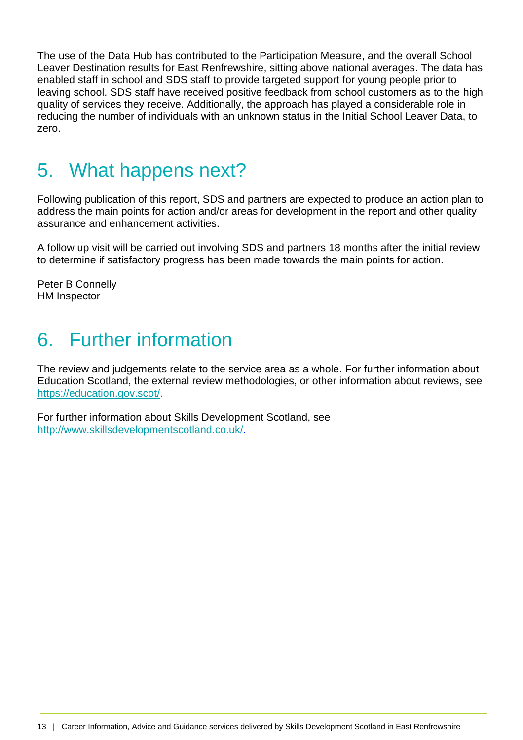The use of the Data Hub has contributed to the Participation Measure, and the overall School Leaver Destination results for East Renfrewshire, sitting above national averages. The data has enabled staff in school and SDS staff to provide targeted support for young people prior to leaving school. SDS staff have received positive feedback from school customers as to the high quality of services they receive. Additionally, the approach has played a considerable role in reducing the number of individuals with an unknown status in the Initial School Leaver Data, to zero.

# 5. What happens next?

Following publication of this report, SDS and partners are expected to produce an action plan to address the main points for action and/or areas for development in the report and other quality assurance and enhancement activities.

A follow up visit will be carried out involving SDS and partners 18 months after the initial review to determine if satisfactory progress has been made towards the main points for action.

Peter B Connelly
HM Inspector

# 6. Further information

The review and judgements relate to the service area as a whole. For further information about Education Scotland, the external review methodologies, or other information about reviews, see https://education.gov.scot/.

For further information about Skills Development Scotland, see http://www.skillsdevelopmentscotland.co.uk/.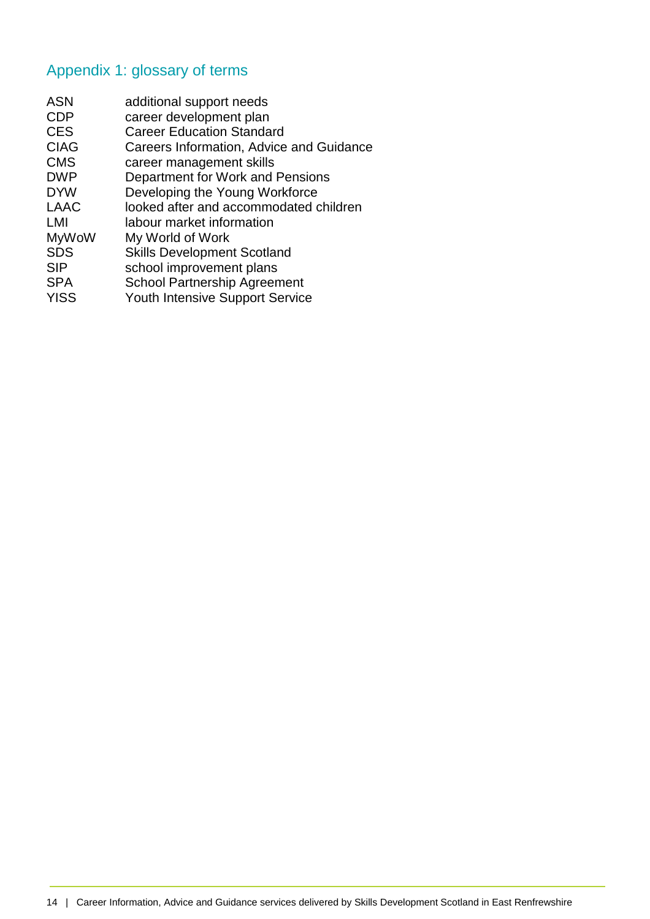## Appendix 1: glossary of terms

| | |
|---|---|
| ASN | additional support needs |
| CDP | career development plan |
| CES | Career Education Standard |
| CIAG | Careers Information, Advice and Guidance |
| CMS | career management skills |
| DWP | Department for Work and Pensions |
| DYW | Developing the Young Workforce |
| LAAC | looked after and accommodated children |
| LMI | labour market information |
| MyWoW | My World of Work |
| SDS | Skills Development Scotland |
| SIP | school improvement plans |
| SPA | School Partnership Agreement |
| YISS | Youth Intensive Support Service |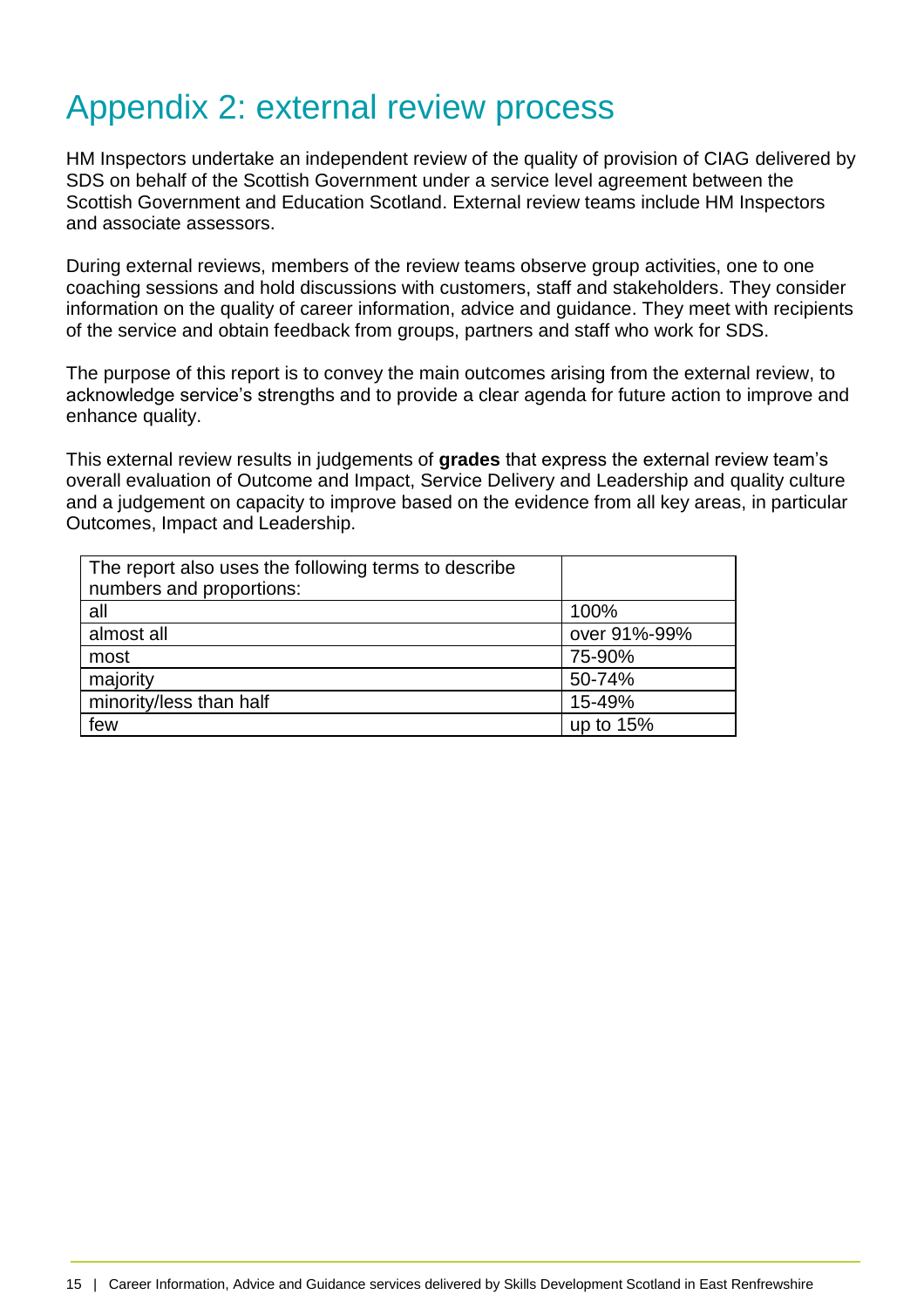# Appendix 2: external review process

HM Inspectors undertake an independent review of the quality of provision of CIAG delivered by SDS on behalf of the Scottish Government under a service level agreement between the Scottish Government and Education Scotland. External review teams include HM Inspectors and associate assessors.

During external reviews, members of the review teams observe group activities, one to one coaching sessions and hold discussions with customers, staff and stakeholders. They consider information on the quality of career information, advice and guidance. They meet with recipients of the service and obtain feedback from groups, partners and staff who work for SDS.

The purpose of this report is to convey the main outcomes arising from the external review, to acknowledge service's strengths and to provide a clear agenda for future action to improve and enhance quality.

This external review results in judgements of **grades** that express the external review team's overall evaluation of Outcome and Impact, Service Delivery and Leadership and quality culture and a judgement on capacity to improve based on the evidence from all key areas, in particular Outcomes, Impact and Leadership.

| The report also uses the following terms to describe numbers and proportions: | |
|---|---|
| all | 100% |
| almost all | over 91%-99% |
| most | 75-90% |
| majority | 50-74% |
| minority/less than half | 15-49% |
| few | up to 15% |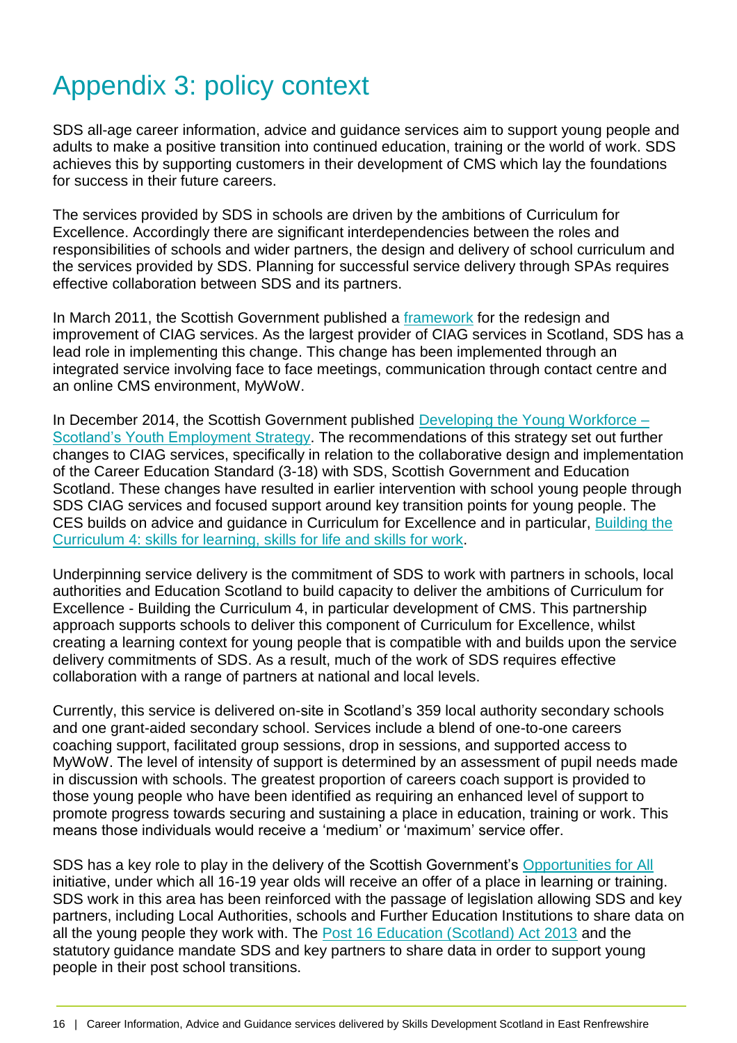# Appendix 3: policy context

SDS all-age career information, advice and guidance services aim to support young people and adults to make a positive transition into continued education, training or the world of work. SDS achieves this by supporting customers in their development of CMS which lay the foundations for success in their future careers.

The services provided by SDS in schools are driven by the ambitions of Curriculum for Excellence. Accordingly there are significant interdependencies between the roles and responsibilities of schools and wider partners, the design and delivery of school curriculum and the services provided by SDS. Planning for successful service delivery through SPAs requires effective collaboration between SDS and its partners.

In March 2011, the Scottish Government published a framework for the redesign and improvement of CIAG services. As the largest provider of CIAG services in Scotland, SDS has a lead role in implementing this change. This change has been implemented through an integrated service involving face to face meetings, communication through contact centre and an online CMS environment, MyWoW.

In December 2014, the Scottish Government published Developing the Young Workforce – Scotland's Youth Employment Strategy. The recommendations of this strategy set out further changes to CIAG services, specifically in relation to the collaborative design and implementation of the Career Education Standard (3-18) with SDS, Scottish Government and Education Scotland. These changes have resulted in earlier intervention with school young people through SDS CIAG services and focused support around key transition points for young people. The CES builds on advice and guidance in Curriculum for Excellence and in particular, Building the Curriculum 4: skills for learning, skills for life and skills for work.

Underpinning service delivery is the commitment of SDS to work with partners in schools, local authorities and Education Scotland to build capacity to deliver the ambitions of Curriculum for Excellence - Building the Curriculum 4, in particular development of CMS. This partnership approach supports schools to deliver this component of Curriculum for Excellence, whilst creating a learning context for young people that is compatible with and builds upon the service delivery commitments of SDS. As a result, much of the work of SDS requires effective collaboration with a range of partners at national and local levels.

Currently, this service is delivered on-site in Scotland's 359 local authority secondary schools and one grant-aided secondary school. Services include a blend of one-to-one careers coaching support, facilitated group sessions, drop in sessions, and supported access to MyWoW. The level of intensity of support is determined by an assessment of pupil needs made in discussion with schools. The greatest proportion of careers coach support is provided to those young people who have been identified as requiring an enhanced level of support to promote progress towards securing and sustaining a place in education, training or work. This means those individuals would receive a 'medium' or 'maximum' service offer.

SDS has a key role to play in the delivery of the Scottish Government's Opportunities for All initiative, under which all 16-19 year olds will receive an offer of a place in learning or training. SDS work in this area has been reinforced with the passage of legislation allowing SDS and key partners, including Local Authorities, schools and Further Education Institutions to share data on all the young people they work with. The Post 16 Education (Scotland) Act 2013 and the statutory guidance mandate SDS and key partners to share data in order to support young people in their post school transitions.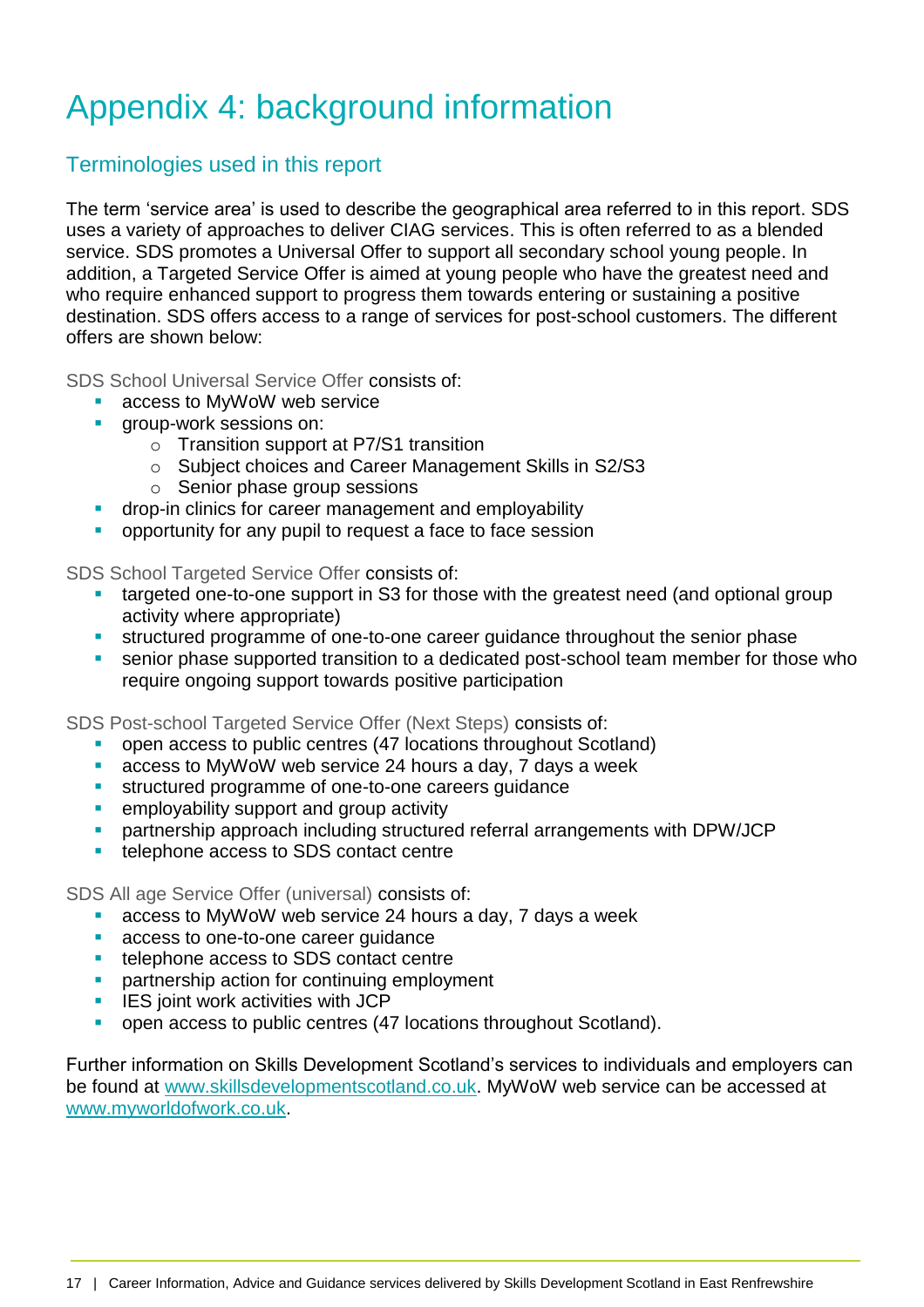# Appendix 4: background information

## Terminologies used in this report

The term 'service area' is used to describe the geographical area referred to in this report. SDS uses a variety of approaches to deliver CIAG services. This is often referred to as a blended service. SDS promotes a Universal Offer to support all secondary school young people. In addition, a Targeted Service Offer is aimed at young people who have the greatest need and who require enhanced support to progress them towards entering or sustaining a positive destination. SDS offers access to a range of services for post-school customers. The different offers are shown below:

SDS School Universal Service Offer consists of:

- access to MyWoW web service
- group-work sessions on:
  - Transition support at P7/S1 transition
  - Subject choices and Career Management Skills in S2/S3
  - Senior phase group sessions
- drop-in clinics for career management and employability
- opportunity for any pupil to request a face to face session

SDS School Targeted Service Offer consists of:

- targeted one-to-one support in S3 for those with the greatest need (and optional group activity where appropriate)
- structured programme of one-to-one career guidance throughout the senior phase
- senior phase supported transition to a dedicated post-school team member for those who require ongoing support towards positive participation

SDS Post-school Targeted Service Offer (Next Steps) consists of:

- open access to public centres (47 locations throughout Scotland)
- access to MyWoW web service 24 hours a day, 7 days a week
- structured programme of one-to-one careers guidance
- employability support and group activity
- partnership approach including structured referral arrangements with DPW/JCP
- telephone access to SDS contact centre

SDS All age Service Offer (universal) consists of:

- access to MyWoW web service 24 hours a day, 7 days a week
- access to one-to-one career guidance
- telephone access to SDS contact centre
- partnership action for continuing employment
- IES joint work activities with JCP
- open access to public centres (47 locations throughout Scotland).

Further information on Skills Development Scotland's services to individuals and employers can be found at [www.skillsdevelopmentscotland.co.uk](http://www.skillsdevelopmentscotland.co.uk). MyWoW web service can be accessed at [www.myworldofwork.co.uk](http://www.myworldofwork.co.uk).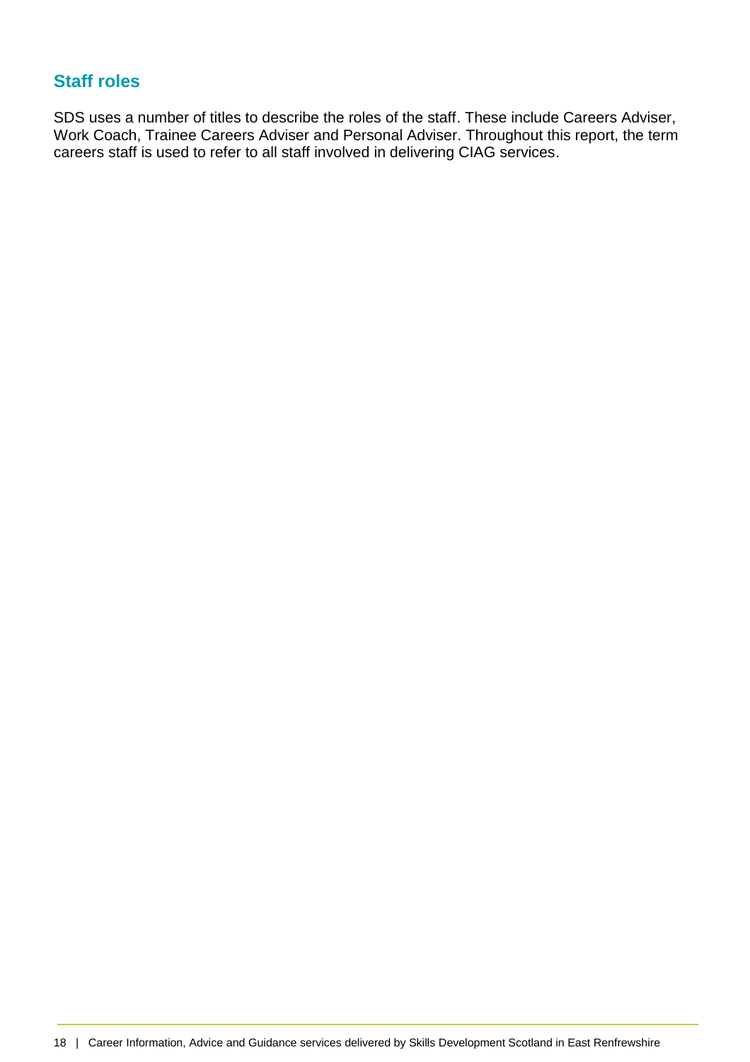## Staff roles

SDS uses a number of titles to describe the roles of the staff. These include Careers Adviser, Work Coach, Trainee Careers Adviser and Personal Adviser. Throughout this report, the term careers staff is used to refer to all staff involved in delivering CIAG services.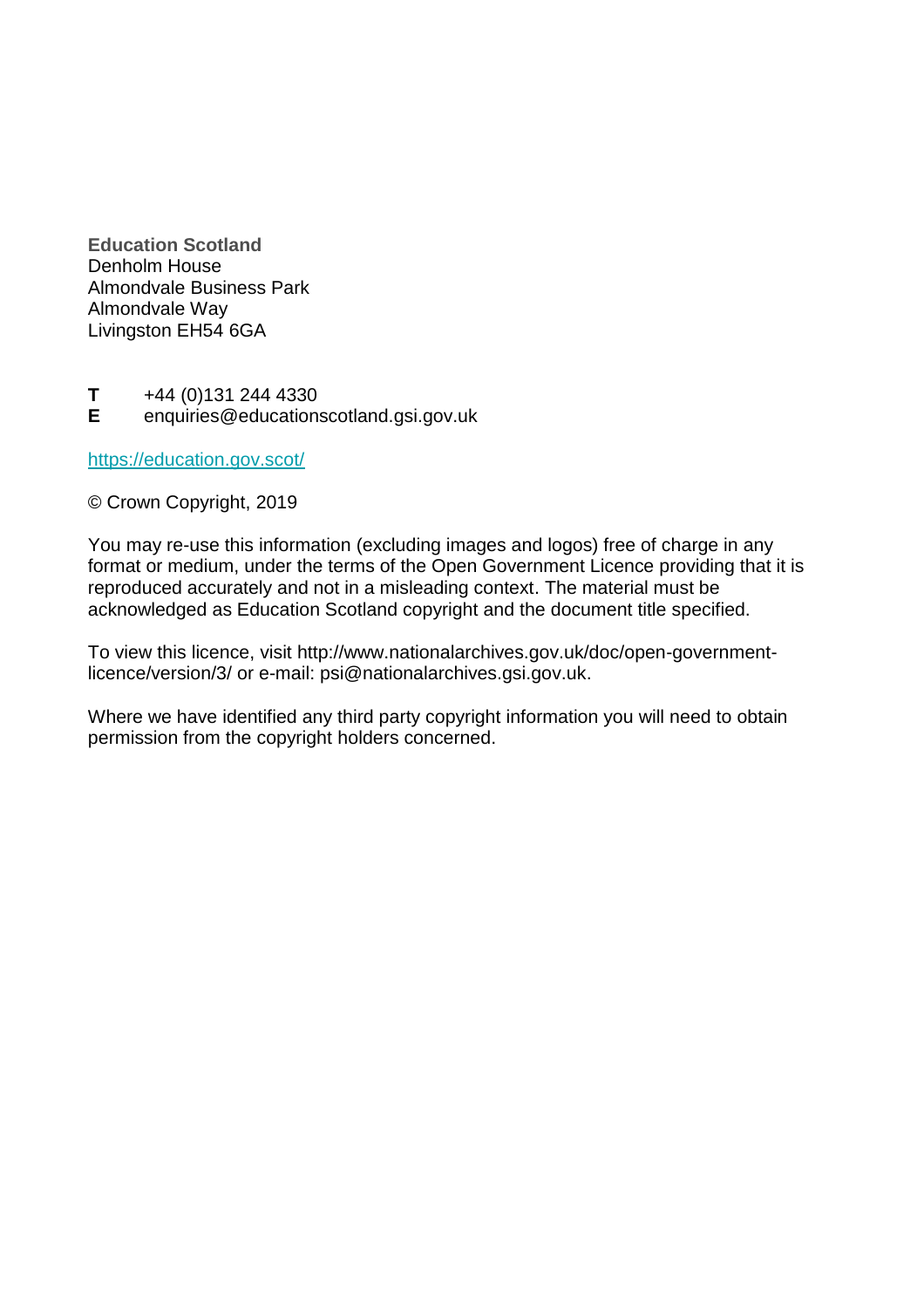**Education Scotland**
Denholm House
Almondvale Business Park
Almondvale Way
Livingston EH54 6GA

**T** +44 (0)131 244 4330
**E** enquiries@educationscotland.gsi.gov.uk

https://education.gov.scot/

© Crown Copyright, 2019

You may re-use this information (excluding images and logos) free of charge in any format or medium, under the terms of the Open Government Licence providing that it is reproduced accurately and not in a misleading context. The material must be acknowledged as Education Scotland copyright and the document title specified.

To view this licence, visit http://www.nationalarchives.gov.uk/doc/open-government-licence/version/3/ or e-mail: psi@nationalarchives.gsi.gov.uk.

Where we have identified any third party copyright information you will need to obtain permission from the copyright holders concerned.